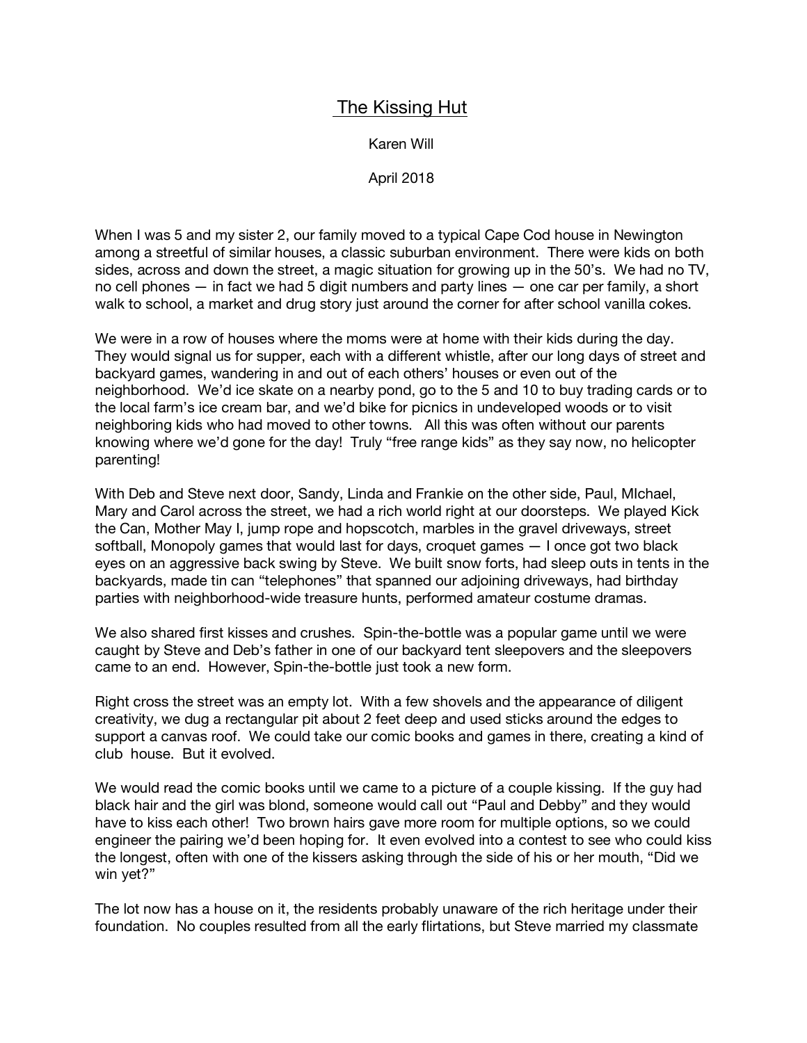# The Kissing Hut

Karen Will

April 2018

When I was 5 and my sister 2, our family moved to a typical Cape Cod house in Newington among a streetful of similar houses, a classic suburban environment. There were kids on both sides, across and down the street, a magic situation for growing up in the 50's. We had no TV, no cell phones — in fact we had 5 digit numbers and party lines — one car per family, a short walk to school, a market and drug story just around the corner for after school vanilla cokes.

We were in a row of houses where the moms were at home with their kids during the day. They would signal us for supper, each with a different whistle, after our long days of street and backyard games, wandering in and out of each others' houses or even out of the neighborhood. We'd ice skate on a nearby pond, go to the 5 and 10 to buy trading cards or to the local farm's ice cream bar, and we'd bike for picnics in undeveloped woods or to visit neighboring kids who had moved to other towns. All this was often without our parents knowing where we'd gone for the day! Truly "free range kids" as they say now, no helicopter parenting!

With Deb and Steve next door, Sandy, Linda and Frankie on the other side, Paul, MIchael, Mary and Carol across the street, we had a rich world right at our doorsteps. We played Kick the Can, Mother May I, jump rope and hopscotch, marbles in the gravel driveways, street softball, Monopoly games that would last for days, croquet games — I once got two black eyes on an aggressive back swing by Steve. We built snow forts, had sleep outs in tents in the backyards, made tin can "telephones" that spanned our adjoining driveways, had birthday parties with neighborhood-wide treasure hunts, performed amateur costume dramas.

We also shared first kisses and crushes. Spin-the-bottle was a popular game until we were caught by Steve and Deb's father in one of our backyard tent sleepovers and the sleepovers came to an end. However, Spin-the-bottle just took a new form.

Right cross the street was an empty lot. With a few shovels and the appearance of diligent creativity, we dug a rectangular pit about 2 feet deep and used sticks around the edges to support a canvas roof. We could take our comic books and games in there, creating a kind of club house. But it evolved.

We would read the comic books until we came to a picture of a couple kissing. If the guy had black hair and the girl was blond, someone would call out "Paul and Debby" and they would have to kiss each other! Two brown hairs gave more room for multiple options, so we could engineer the pairing we'd been hoping for. It even evolved into a contest to see who could kiss the longest, often with one of the kissers asking through the side of his or her mouth, "Did we win yet?"

The lot now has a house on it, the residents probably unaware of the rich heritage under their foundation. No couples resulted from all the early flirtations, but Steve married my classmate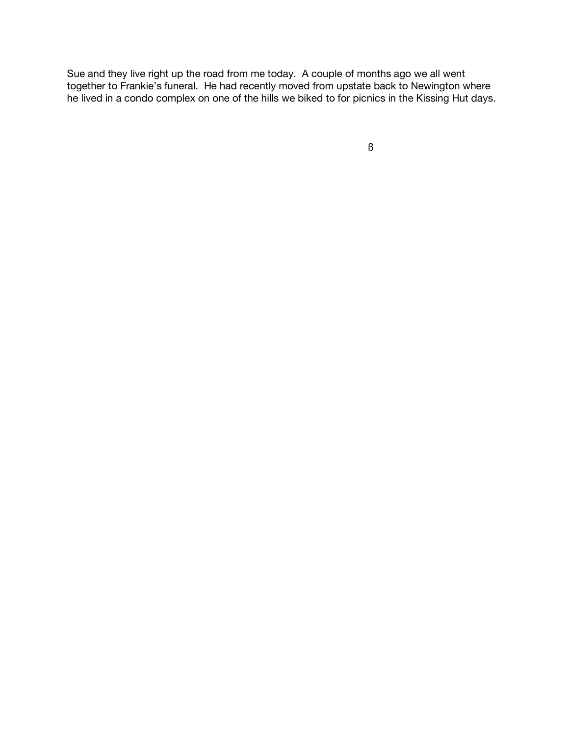Sue and they live right up the road from me today. A couple of months ago we all went together to Frankie's funeral. He had recently moved from upstate back to Newington where he lived in a condo complex on one of the hills we biked to for picnics in the Kissing Hut days.

ß